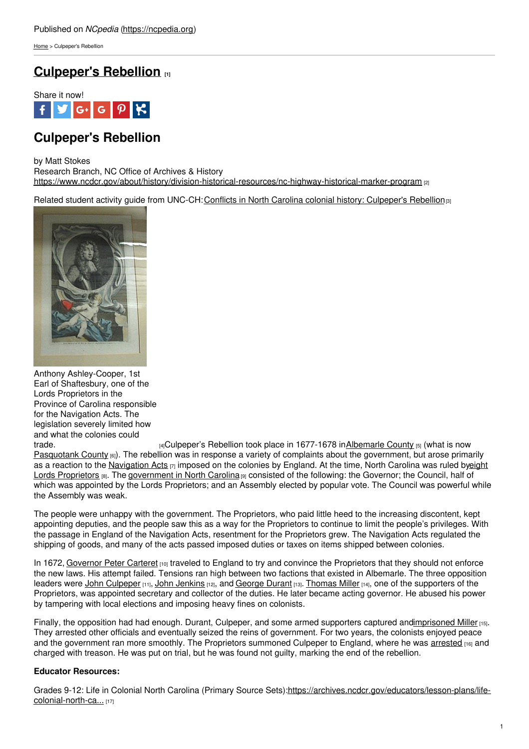Published on *NCpedia* (https://ncpedia.org)

Home > Culpeper's Rebellion

# Culpeper's Rebellion [1]

Share it now!

## Culpeper's Rebellion

by Matt Stokes
Research Branch, NC Office of Archives & History
https://www.ncdcr.gov/about/history/division-historical-resources/nc-highway-historical-marker-program [2]

Related student activity guide from UNC-CH: Conflicts in North Carolina colonial history: Culpeper's Rebellion [3]

Anthony Ashley-Cooper, 1st Earl of Shaftesbury, one of the Lords Proprietors in the Province of Carolina responsible for the Navigation Acts. The legislation severely limited how and what the colonies could trade. [4]

Culpeper's Rebellion took place in 1677-1678 in Albemarle County [5] (what is now Pasquotank County [6]). The rebellion was in response a variety of complaints about the government, but arose primarily as a reaction to the Navigation Acts [7] imposed on the colonies by England. At the time, North Carolina was ruled by eight Lords Proprietors [8]. The government in North Carolina [9] consisted of the following: the Governor; the Council, half of which was appointed by the Lords Proprietors; and an Assembly elected by popular vote. The Council was powerful while the Assembly was weak.

The people were unhappy with the government. The Proprietors, who paid little heed to the increasing discontent, kept appointing deputies, and the people saw this as a way for the Proprietors to continue to limit the people's privileges. With the passage in England of the Navigation Acts, resentment for the Proprietors grew. The Navigation Acts regulated the shipping of goods, and many of the acts passed imposed duties or taxes on items shipped between colonies.

In 1672, Governor Peter Carteret [10] traveled to England to try and convince the Proprietors that they should not enforce the new laws. His attempt failed. Tensions ran high between two factions that existed in Albemarle. The three opposition leaders were John Culpeper [11], John Jenkins [12], and George Durant [13]. Thomas Miller [14], one of the supporters of the Proprietors, was appointed secretary and collector of the duties. He later became acting governor. He abused his power by tampering with local elections and imposing heavy fines on colonists.

Finally, the opposition had had enough. Durant, Culpeper, and some armed supporters captured and imprisoned Miller [15]. They arrested other officials and eventually seized the reins of government. For two years, the colonists enjoyed peace and the government ran more smoothly. The Proprietors summoned Culpeper to England, where he was arrested [16] and charged with treason. He was put on trial, but he was found not guilty, marking the end of the rebellion.

**Educator Resources:**

Grades 9-12: Life in Colonial North Carolina (Primary Source Sets): https://archives.ncdcr.gov/educators/lesson-plans/life-colonial-north-ca... [17]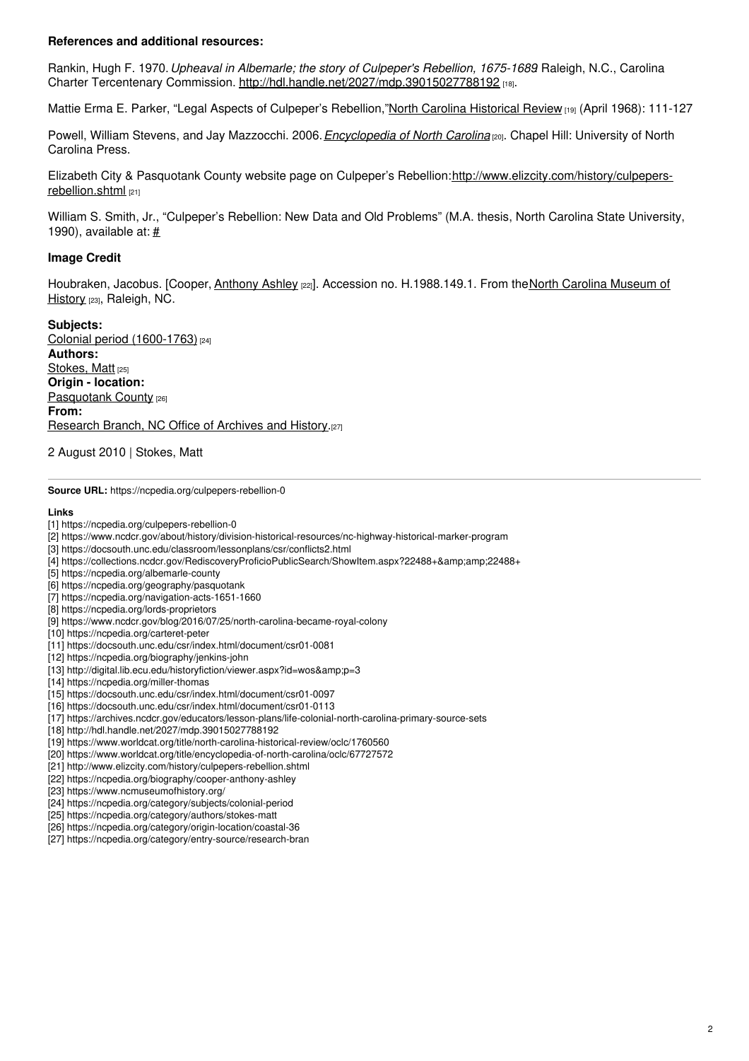**References and additional resources:**

Rankin, Hugh F. 1970. *Upheaval in Albemarle; the story of Culpeper's Rebellion, 1675-1689* Raleigh, N.C., Carolina Charter Tercentenary Commission. http://hdl.handle.net/2027/mdp.39015027788192 [18].

Mattie Erma E. Parker, "Legal Aspects of Culpeper's Rebellion,"North Carolina Historical Review [19] (April 1968): 111-127

Powell, William Stevens, and Jay Mazzocchi. 2006. *Encyclopedia of North Carolina* [20]. Chapel Hill: University of North Carolina Press.

Elizabeth City & Pasquotank County website page on Culpeper's Rebellion:http://www.elizcity.com/history/culpepers-rebellion.shtml [21]

William S. Smith, Jr., "Culpeper's Rebellion: New Data and Old Problems" (M.A. thesis, North Carolina State University, 1990), available at: #

**Image Credit**

Houbraken, Jacobus. [Cooper, Anthony Ashley [22]]. Accession no. H.1988.149.1. From theNorth Carolina Museum of History [23], Raleigh, NC.

**Subjects:**
Colonial period (1600-1763) [24]
**Authors:**
Stokes, Matt [25]
**Origin - location:**
Pasquotank County [26]
**From:**
Research Branch, NC Office of Archives and History.[27]

2 August 2010 | Stokes, Matt

**Source URL:** https://ncpedia.org/culpepers-rebellion-0

**Links**

[1] https://ncpedia.org/culpepers-rebellion-0
[2] https://www.ncdcr.gov/about/history/division-historical-resources/nc-highway-historical-marker-program
[3] https://docsouth.unc.edu/classroom/lessonplans/csr/conflicts2.html
[4] https://collections.ncdcr.gov/RediscoveryProficioPublicSearch/ShowItem.aspx?22488+&amp;amp;22488+
[5] https://ncpedia.org/albemarle-county
[6] https://ncpedia.org/geography/pasquotank
[7] https://ncpedia.org/navigation-acts-1651-1660
[8] https://ncpedia.org/lords-proprietors
[9] https://www.ncdcr.gov/blog/2016/07/25/north-carolina-became-royal-colony
[10] https://ncpedia.org/carteret-peter
[11] https://docsouth.unc.edu/csr/index.html/document/csr01-0081
[12] https://ncpedia.org/biography/jenkins-john
[13] http://digital.lib.ecu.edu/historyfiction/viewer.aspx?id=wos&amp;p=3
[14] https://ncpedia.org/miller-thomas
[15] https://docsouth.unc.edu/csr/index.html/document/csr01-0097
[16] https://docsouth.unc.edu/csr/index.html/document/csr01-0113
[17] https://archives.ncdcr.gov/educators/lesson-plans/life-colonial-north-carolina-primary-source-sets
[18] http://hdl.handle.net/2027/mdp.39015027788192
[19] https://www.worldcat.org/title/north-carolina-historical-review/oclc/1760560
[20] https://www.worldcat.org/title/encyclopedia-of-north-carolina/oclc/67727572
[21] http://www.elizcity.com/history/culpepers-rebellion.shtml
[22] https://ncpedia.org/biography/cooper-anthony-ashley
[23] https://www.ncmuseumofhistory.org/
[24] https://ncpedia.org/category/subjects/colonial-period
[25] https://ncpedia.org/category/authors/stokes-matt
[26] https://ncpedia.org/category/origin-location/coastal-36
[27] https://ncpedia.org/category/entry-source/research-bran